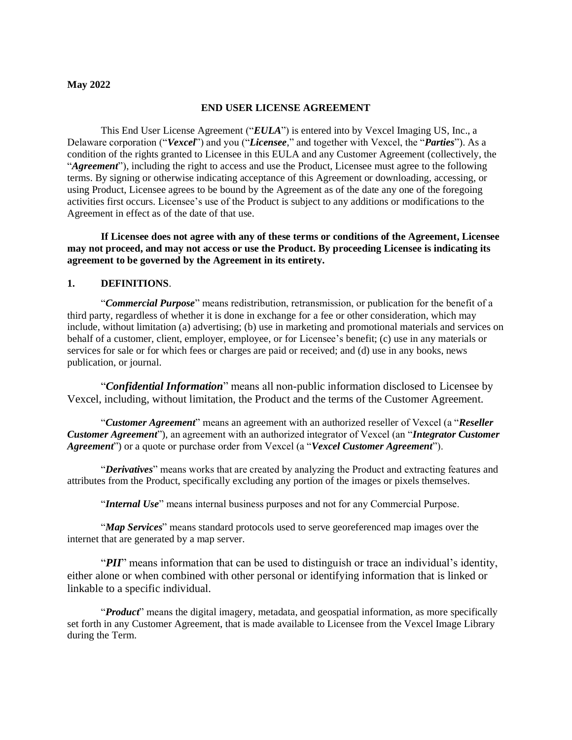**May 2022**

## END USER LICENSE AGREEMENT

This End User License Agreement ("***EULA***") is entered into by Vexcel Imaging US, Inc., a Delaware corporation ("***Vexcel***") and you ("***Licensee***," and together with Vexcel, the "***Parties***"). As a condition of the rights granted to Licensee in this EULA and any Customer Agreement (collectively, the "***Agreement***"), including the right to access and use the Product, Licensee must agree to the following terms. By signing or otherwise indicating acceptance of this Agreement or downloading, accessing, or using Product, Licensee agrees to be bound by the Agreement as of the date any one of the foregoing activities first occurs. Licensee's use of the Product is subject to any additions or modifications to the Agreement in effect as of the date of that use.

**If Licensee does not agree with any of these terms or conditions of the Agreement, Licensee may not proceed, and may not access or use the Product. By proceeding Licensee is indicating its agreement to be governed by the Agreement in its entirety.**

### 1. DEFINITIONS.

"***Commercial Purpose***" means redistribution, retransmission, or publication for the benefit of a third party, regardless of whether it is done in exchange for a fee or other consideration, which may include, without limitation (a) advertising; (b) use in marketing and promotional materials and services on behalf of a customer, client, employer, employee, or for Licensee's benefit; (c) use in any materials or services for sale or for which fees or charges are paid or received; and (d) use in any books, news publication, or journal.

"***Confidential Information***" means all non-public information disclosed to Licensee by Vexcel, including, without limitation, the Product and the terms of the Customer Agreement.

"***Customer Agreement***" means an agreement with an authorized reseller of Vexcel (a "***Reseller Customer Agreement***"), an agreement with an authorized integrator of Vexcel (an "***Integrator Customer Agreement***") or a quote or purchase order from Vexcel (a "***Vexcel Customer Agreement***").

"***Derivatives***" means works that are created by analyzing the Product and extracting features and attributes from the Product, specifically excluding any portion of the images or pixels themselves.

"***Internal Use***" means internal business purposes and not for any Commercial Purpose.

"***Map Services***" means standard protocols used to serve georeferenced map images over the internet that are generated by a map server.

"***PII***" means information that can be used to distinguish or trace an individual's identity, either alone or when combined with other personal or identifying information that is linked or linkable to a specific individual.

"***Product***" means the digital imagery, metadata, and geospatial information, as more specifically set forth in any Customer Agreement, that is made available to Licensee from the Vexcel Image Library during the Term.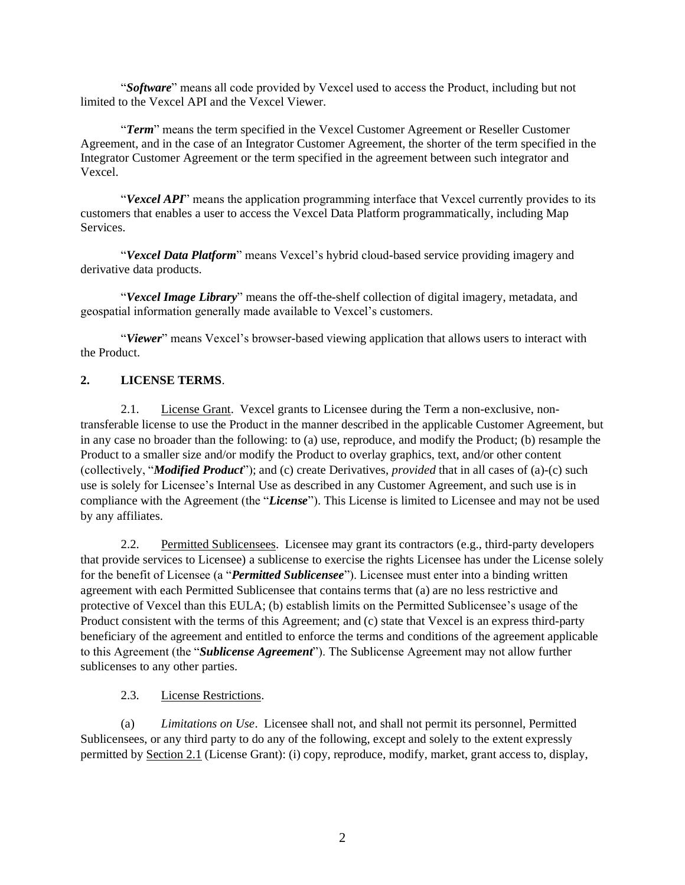"***Software***" means all code provided by Vexcel used to access the Product, including but not limited to the Vexcel API and the Vexcel Viewer.

"***Term***" means the term specified in the Vexcel Customer Agreement or Reseller Customer Agreement, and in the case of an Integrator Customer Agreement, the shorter of the term specified in the Integrator Customer Agreement or the term specified in the agreement between such integrator and Vexcel.

"***Vexcel API***" means the application programming interface that Vexcel currently provides to its customers that enables a user to access the Vexcel Data Platform programmatically, including Map Services.

"***Vexcel Data Platform***" means Vexcel's hybrid cloud-based service providing imagery and derivative data products.

"***Vexcel Image Library***" means the off-the-shelf collection of digital imagery, metadata, and geospatial information generally made available to Vexcel's customers.

"***Viewer***" means Vexcel's browser-based viewing application that allows users to interact with the Product.

## 2. LICENSE TERMS.

2.1. License Grant. Vexcel grants to Licensee during the Term a non-exclusive, non-transferable license to use the Product in the manner described in the applicable Customer Agreement, but in any case no broader than the following: to (a) use, reproduce, and modify the Product; (b) resample the Product to a smaller size and/or modify the Product to overlay graphics, text, and/or other content (collectively, "***Modified Product***"); and (c) create Derivatives, *provided* that in all cases of (a)-(c) such use is solely for Licensee's Internal Use as described in any Customer Agreement, and such use is in compliance with the Agreement (the "***License***"). This License is limited to Licensee and may not be used by any affiliates.

2.2. Permitted Sublicensees. Licensee may grant its contractors (e.g., third-party developers that provide services to Licensee) a sublicense to exercise the rights Licensee has under the License solely for the benefit of Licensee (a "***Permitted Sublicensee***"). Licensee must enter into a binding written agreement with each Permitted Sublicensee that contains terms that (a) are no less restrictive and protective of Vexcel than this EULA; (b) establish limits on the Permitted Sublicensee's usage of the Product consistent with the terms of this Agreement; and (c) state that Vexcel is an express third-party beneficiary of the agreement and entitled to enforce the terms and conditions of the agreement applicable to this Agreement (the "***Sublicense Agreement***"). The Sublicense Agreement may not allow further sublicenses to any other parties.

2.3. License Restrictions.

(a) *Limitations on Use*. Licensee shall not, and shall not permit its personnel, Permitted Sublicensees, or any third party to do any of the following, except and solely to the extent expressly permitted by Section 2.1 (License Grant): (i) copy, reproduce, modify, market, grant access to, display,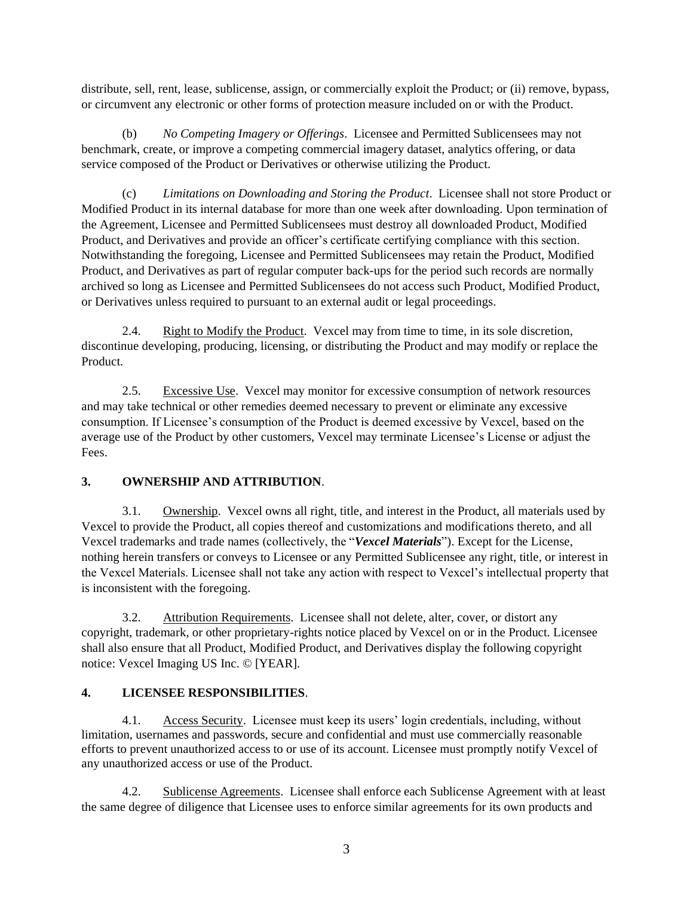distribute, sell, rent, lease, sublicense, assign, or commercially exploit the Product; or (ii) remove, bypass, or circumvent any electronic or other forms of protection measure included on or with the Product.

(b) *No Competing Imagery or Offerings*. Licensee and Permitted Sublicensees may not benchmark, create, or improve a competing commercial imagery dataset, analytics offering, or data service composed of the Product or Derivatives or otherwise utilizing the Product.

(c) *Limitations on Downloading and Storing the Product*. Licensee shall not store Product or Modified Product in its internal database for more than one week after downloading. Upon termination of the Agreement, Licensee and Permitted Sublicensees must destroy all downloaded Product, Modified Product, and Derivatives and provide an officer's certificate certifying compliance with this section. Notwithstanding the foregoing, Licensee and Permitted Sublicensees may retain the Product, Modified Product, and Derivatives as part of regular computer back-ups for the period such records are normally archived so long as Licensee and Permitted Sublicensees do not access such Product, Modified Product, or Derivatives unless required to pursuant to an external audit or legal proceedings.

2.4. Right to Modify the Product. Vexcel may from time to time, in its sole discretion, discontinue developing, producing, licensing, or distributing the Product and may modify or replace the Product.

2.5. Excessive Use. Vexcel may monitor for excessive consumption of network resources and may take technical or other remedies deemed necessary to prevent or eliminate any excessive consumption. If Licensee's consumption of the Product is deemed excessive by Vexcel, based on the average use of the Product by other customers, Vexcel may terminate Licensee's License or adjust the Fees.

## 3. OWNERSHIP AND ATTRIBUTION.

3.1. Ownership. Vexcel owns all right, title, and interest in the Product, all materials used by Vexcel to provide the Product, all copies thereof and customizations and modifications thereto, and all Vexcel trademarks and trade names (collectively, the "***Vexcel Materials***"). Except for the License, nothing herein transfers or conveys to Licensee or any Permitted Sublicensee any right, title, or interest in the Vexcel Materials. Licensee shall not take any action with respect to Vexcel's intellectual property that is inconsistent with the foregoing.

3.2. Attribution Requirements. Licensee shall not delete, alter, cover, or distort any copyright, trademark, or other proprietary-rights notice placed by Vexcel on or in the Product. Licensee shall also ensure that all Product, Modified Product, and Derivatives display the following copyright notice: Vexcel Imaging US Inc. © [YEAR].

## 4. LICENSEE RESPONSIBILITIES.

4.1. Access Security. Licensee must keep its users' login credentials, including, without limitation, usernames and passwords, secure and confidential and must use commercially reasonable efforts to prevent unauthorized access to or use of its account. Licensee must promptly notify Vexcel of any unauthorized access or use of the Product.

4.2. Sublicense Agreements. Licensee shall enforce each Sublicense Agreement with at least the same degree of diligence that Licensee uses to enforce similar agreements for its own products and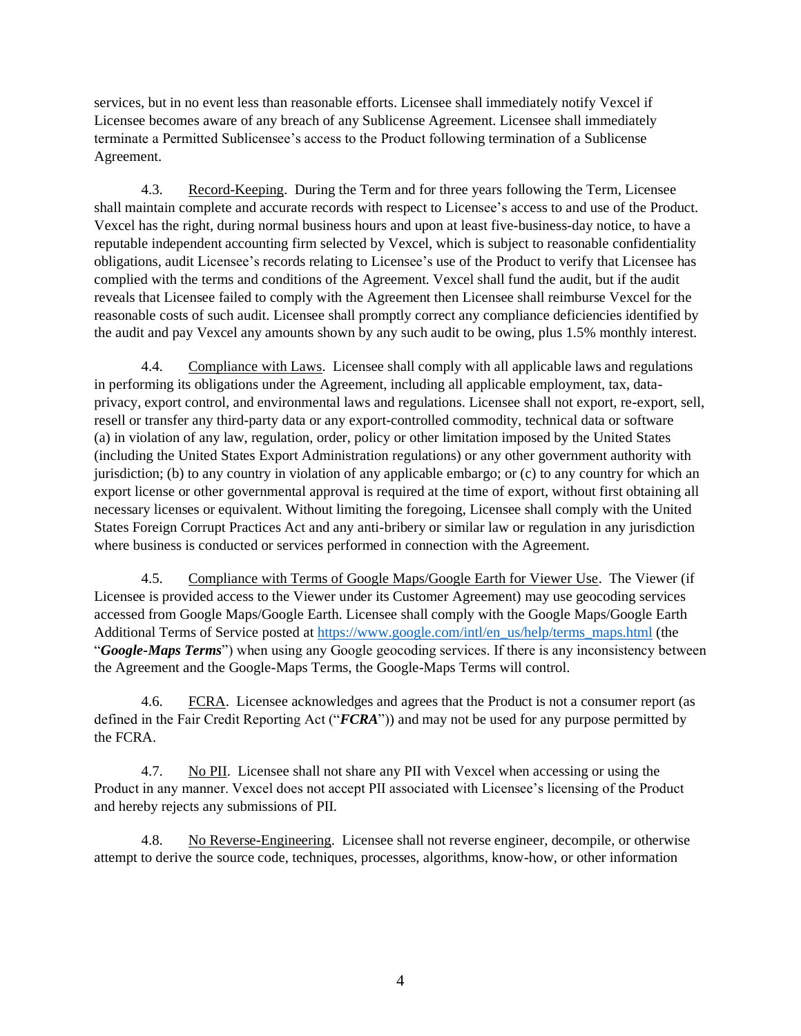services, but in no event less than reasonable efforts. Licensee shall immediately notify Vexcel if Licensee becomes aware of any breach of any Sublicense Agreement. Licensee shall immediately terminate a Permitted Sublicensee's access to the Product following termination of a Sublicense Agreement.

4.3. Record-Keeping. During the Term and for three years following the Term, Licensee shall maintain complete and accurate records with respect to Licensee's access to and use of the Product. Vexcel has the right, during normal business hours and upon at least five-business-day notice, to have a reputable independent accounting firm selected by Vexcel, which is subject to reasonable confidentiality obligations, audit Licensee's records relating to Licensee's use of the Product to verify that Licensee has complied with the terms and conditions of the Agreement. Vexcel shall fund the audit, but if the audit reveals that Licensee failed to comply with the Agreement then Licensee shall reimburse Vexcel for the reasonable costs of such audit. Licensee shall promptly correct any compliance deficiencies identified by the audit and pay Vexcel any amounts shown by any such audit to be owing, plus 1.5% monthly interest.

4.4. Compliance with Laws. Licensee shall comply with all applicable laws and regulations in performing its obligations under the Agreement, including all applicable employment, tax, data-privacy, export control, and environmental laws and regulations. Licensee shall not export, re-export, sell, resell or transfer any third-party data or any export-controlled commodity, technical data or software (a) in violation of any law, regulation, order, policy or other limitation imposed by the United States (including the United States Export Administration regulations) or any other government authority with jurisdiction; (b) to any country in violation of any applicable embargo; or (c) to any country for which an export license or other governmental approval is required at the time of export, without first obtaining all necessary licenses or equivalent. Without limiting the foregoing, Licensee shall comply with the United States Foreign Corrupt Practices Act and any anti-bribery or similar law or regulation in any jurisdiction where business is conducted or services performed in connection with the Agreement.

4.5. Compliance with Terms of Google Maps/Google Earth for Viewer Use. The Viewer (if Licensee is provided access to the Viewer under its Customer Agreement) may use geocoding services accessed from Google Maps/Google Earth. Licensee shall comply with the Google Maps/Google Earth Additional Terms of Service posted at [https://www.google.com/intl/en_us/help/terms_maps.html](https://www.google.com/intl/en_us/help/terms_maps.html) (the "***Google-Maps Terms***") when using any Google geocoding services. If there is any inconsistency between the Agreement and the Google-Maps Terms, the Google-Maps Terms will control.

4.6. FCRA. Licensee acknowledges and agrees that the Product is not a consumer report (as defined in the Fair Credit Reporting Act ("***FCRA***")) and may not be used for any purpose permitted by the FCRA.

4.7. No PII. Licensee shall not share any PII with Vexcel when accessing or using the Product in any manner. Vexcel does not accept PII associated with Licensee's licensing of the Product and hereby rejects any submissions of PII.

4.8. No Reverse-Engineering. Licensee shall not reverse engineer, decompile, or otherwise attempt to derive the source code, techniques, processes, algorithms, know-how, or other information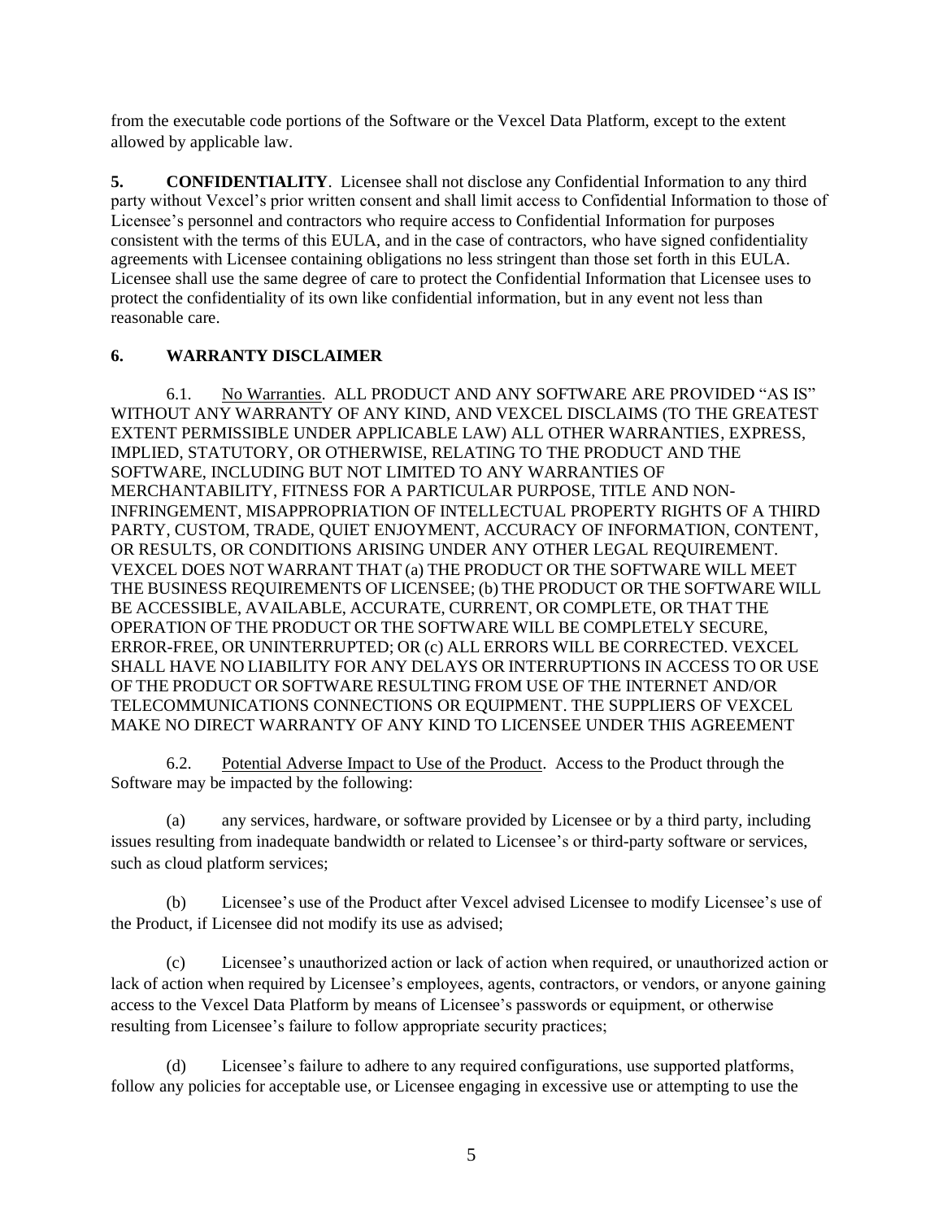from the executable code portions of the Software or the Vexcel Data Platform, except to the extent allowed by applicable law.

**5. CONFIDENTIALITY**. Licensee shall not disclose any Confidential Information to any third party without Vexcel's prior written consent and shall limit access to Confidential Information to those of Licensee's personnel and contractors who require access to Confidential Information for purposes consistent with the terms of this EULA, and in the case of contractors, who have signed confidentiality agreements with Licensee containing obligations no less stringent than those set forth in this EULA. Licensee shall use the same degree of care to protect the Confidential Information that Licensee uses to protect the confidentiality of its own like confidential information, but in any event not less than reasonable care.

**6. WARRANTY DISCLAIMER**

6.1. No Warranties. ALL PRODUCT AND ANY SOFTWARE ARE PROVIDED "AS IS" WITHOUT ANY WARRANTY OF ANY KIND, AND VEXCEL DISCLAIMS (TO THE GREATEST EXTENT PERMISSIBLE UNDER APPLICABLE LAW) ALL OTHER WARRANTIES, EXPRESS, IMPLIED, STATUTORY, OR OTHERWISE, RELATING TO THE PRODUCT AND THE SOFTWARE, INCLUDING BUT NOT LIMITED TO ANY WARRANTIES OF MERCHANTABILITY, FITNESS FOR A PARTICULAR PURPOSE, TITLE AND NON-INFRINGEMENT, MISAPPROPRIATION OF INTELLECTUAL PROPERTY RIGHTS OF A THIRD PARTY, CUSTOM, TRADE, QUIET ENJOYMENT, ACCURACY OF INFORMATION, CONTENT, OR RESULTS, OR CONDITIONS ARISING UNDER ANY OTHER LEGAL REQUIREMENT. VEXCEL DOES NOT WARRANT THAT (a) THE PRODUCT OR THE SOFTWARE WILL MEET THE BUSINESS REQUIREMENTS OF LICENSEE; (b) THE PRODUCT OR THE SOFTWARE WILL BE ACCESSIBLE, AVAILABLE, ACCURATE, CURRENT, OR COMPLETE, OR THAT THE OPERATION OF THE PRODUCT OR THE SOFTWARE WILL BE COMPLETELY SECURE, ERROR-FREE, OR UNINTERRUPTED; OR (c) ALL ERRORS WILL BE CORRECTED. VEXCEL SHALL HAVE NO LIABILITY FOR ANY DELAYS OR INTERRUPTIONS IN ACCESS TO OR USE OF THE PRODUCT OR SOFTWARE RESULTING FROM USE OF THE INTERNET AND/OR TELECOMMUNICATIONS CONNECTIONS OR EQUIPMENT. THE SUPPLIERS OF VEXCEL MAKE NO DIRECT WARRANTY OF ANY KIND TO LICENSEE UNDER THIS AGREEMENT

6.2. Potential Adverse Impact to Use of the Product. Access to the Product through the Software may be impacted by the following:

(a) any services, hardware, or software provided by Licensee or by a third party, including issues resulting from inadequate bandwidth or related to Licensee's or third-party software or services, such as cloud platform services;

(b) Licensee's use of the Product after Vexcel advised Licensee to modify Licensee's use of the Product, if Licensee did not modify its use as advised;

(c) Licensee's unauthorized action or lack of action when required, or unauthorized action or lack of action when required by Licensee's employees, agents, contractors, or vendors, or anyone gaining access to the Vexcel Data Platform by means of Licensee's passwords or equipment, or otherwise resulting from Licensee's failure to follow appropriate security practices;

(d) Licensee's failure to adhere to any required configurations, use supported platforms, follow any policies for acceptable use, or Licensee engaging in excessive use or attempting to use the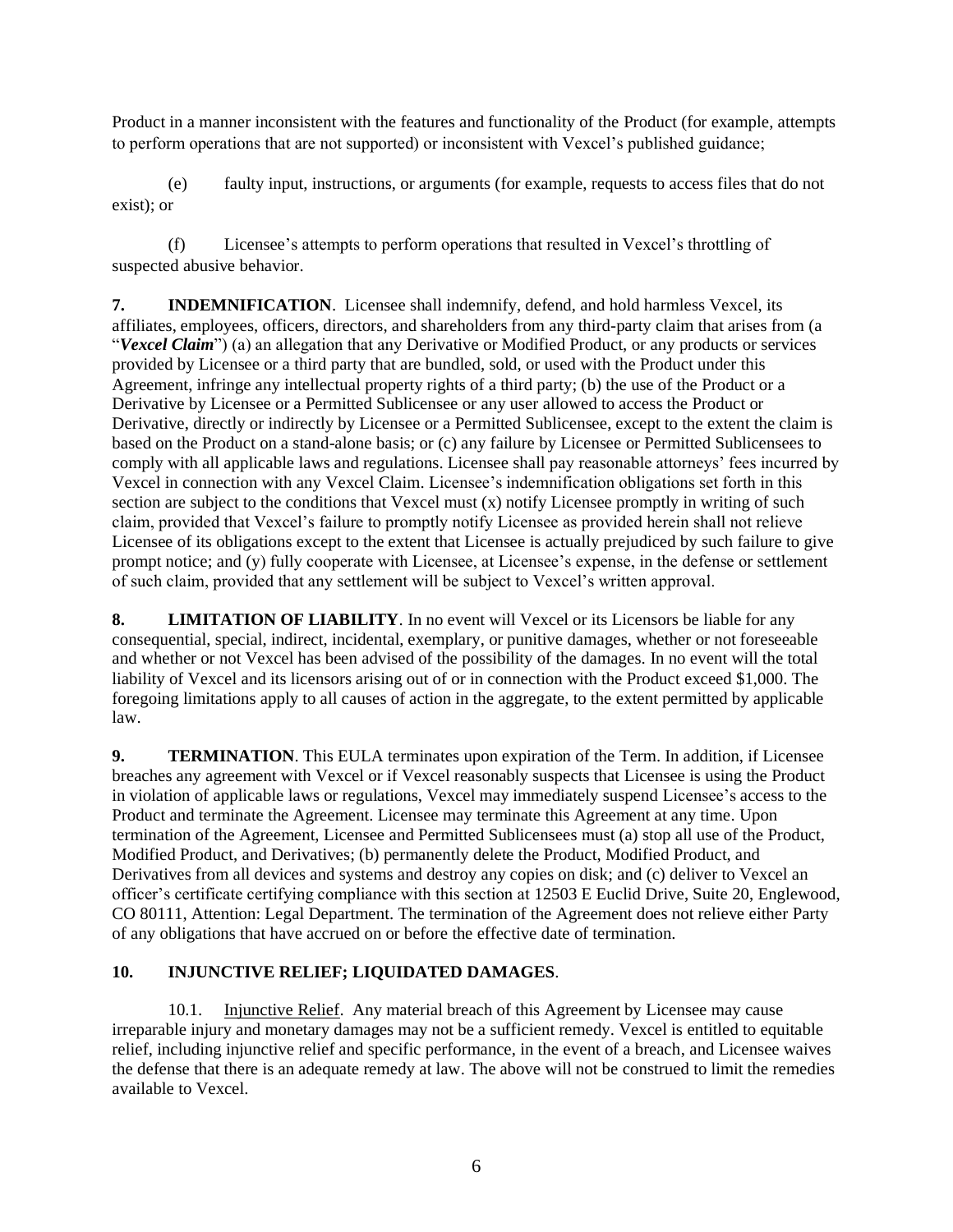Product in a manner inconsistent with the features and functionality of the Product (for example, attempts to perform operations that are not supported) or inconsistent with Vexcel's published guidance;

(e) faulty input, instructions, or arguments (for example, requests to access files that do not exist); or

(f) Licensee's attempts to perform operations that resulted in Vexcel's throttling of suspected abusive behavior.

**7. INDEMNIFICATION**. Licensee shall indemnify, defend, and hold harmless Vexcel, its affiliates, employees, officers, directors, and shareholders from any third-party claim that arises from (a "***Vexcel Claim***") (a) an allegation that any Derivative or Modified Product, or any products or services provided by Licensee or a third party that are bundled, sold, or used with the Product under this Agreement, infringe any intellectual property rights of a third party; (b) the use of the Product or a Derivative by Licensee or a Permitted Sublicensee or any user allowed to access the Product or Derivative, directly or indirectly by Licensee or a Permitted Sublicensee, except to the extent the claim is based on the Product on a stand-alone basis; or (c) any failure by Licensee or Permitted Sublicensees to comply with all applicable laws and regulations. Licensee shall pay reasonable attorneys' fees incurred by Vexcel in connection with any Vexcel Claim. Licensee's indemnification obligations set forth in this section are subject to the conditions that Vexcel must (x) notify Licensee promptly in writing of such claim, provided that Vexcel's failure to promptly notify Licensee as provided herein shall not relieve Licensee of its obligations except to the extent that Licensee is actually prejudiced by such failure to give prompt notice; and (y) fully cooperate with Licensee, at Licensee's expense, in the defense or settlement of such claim, provided that any settlement will be subject to Vexcel's written approval.

**8. LIMITATION OF LIABILITY**. In no event will Vexcel or its Licensors be liable for any consequential, special, indirect, incidental, exemplary, or punitive damages, whether or not foreseeable and whether or not Vexcel has been advised of the possibility of the damages. In no event will the total liability of Vexcel and its licensors arising out of or in connection with the Product exceed $1,000. The foregoing limitations apply to all causes of action in the aggregate, to the extent permitted by applicable law.

**9. TERMINATION**. This EULA terminates upon expiration of the Term. In addition, if Licensee breaches any agreement with Vexcel or if Vexcel reasonably suspects that Licensee is using the Product in violation of applicable laws or regulations, Vexcel may immediately suspend Licensee's access to the Product and terminate the Agreement. Licensee may terminate this Agreement at any time. Upon termination of the Agreement, Licensee and Permitted Sublicensees must (a) stop all use of the Product, Modified Product, and Derivatives; (b) permanently delete the Product, Modified Product, and Derivatives from all devices and systems and destroy any copies on disk; and (c) deliver to Vexcel an officer's certificate certifying compliance with this section at 12503 E Euclid Drive, Suite 20, Englewood, CO 80111, Attention: Legal Department. The termination of the Agreement does not relieve either Party of any obligations that have accrued on or before the effective date of termination.

**10. INJUNCTIVE RELIEF; LIQUIDATED DAMAGES**.

10.1. Injunctive Relief. Any material breach of this Agreement by Licensee may cause irreparable injury and monetary damages may not be a sufficient remedy. Vexcel is entitled to equitable relief, including injunctive relief and specific performance, in the event of a breach, and Licensee waives the defense that there is an adequate remedy at law. The above will not be construed to limit the remedies available to Vexcel.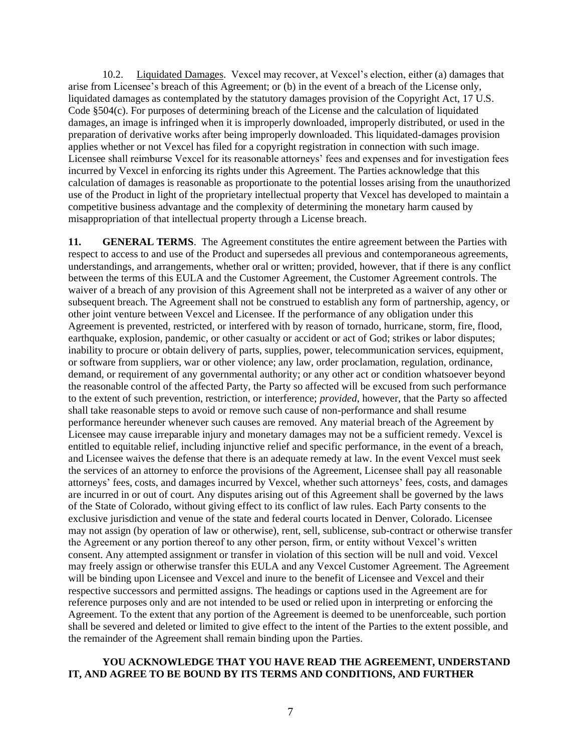10.2. Liquidated Damages. Vexcel may recover, at Vexcel's election, either (a) damages that arise from Licensee's breach of this Agreement; or (b) in the event of a breach of the License only, liquidated damages as contemplated by the statutory damages provision of the Copyright Act, 17 U.S. Code §504(c). For purposes of determining breach of the License and the calculation of liquidated damages, an image is infringed when it is improperly downloaded, improperly distributed, or used in the preparation of derivative works after being improperly downloaded. This liquidated-damages provision applies whether or not Vexcel has filed for a copyright registration in connection with such image. Licensee shall reimburse Vexcel for its reasonable attorneys' fees and expenses and for investigation fees incurred by Vexcel in enforcing its rights under this Agreement. The Parties acknowledge that this calculation of damages is reasonable as proportionate to the potential losses arising from the unauthorized use of the Product in light of the proprietary intellectual property that Vexcel has developed to maintain a competitive business advantage and the complexity of determining the monetary harm caused by misappropriation of that intellectual property through a License breach.

**11. GENERAL TERMS**. The Agreement constitutes the entire agreement between the Parties with respect to access to and use of the Product and supersedes all previous and contemporaneous agreements, understandings, and arrangements, whether oral or written; provided, however, that if there is any conflict between the terms of this EULA and the Customer Agreement, the Customer Agreement controls. The waiver of a breach of any provision of this Agreement shall not be interpreted as a waiver of any other or subsequent breach. The Agreement shall not be construed to establish any form of partnership, agency, or other joint venture between Vexcel and Licensee. If the performance of any obligation under this Agreement is prevented, restricted, or interfered with by reason of tornado, hurricane, storm, fire, flood, earthquake, explosion, pandemic, or other casualty or accident or act of God; strikes or labor disputes; inability to procure or obtain delivery of parts, supplies, power, telecommunication services, equipment, or software from suppliers, war or other violence; any law, order proclamation, regulation, ordinance, demand, or requirement of any governmental authority; or any other act or condition whatsoever beyond the reasonable control of the affected Party, the Party so affected will be excused from such performance to the extent of such prevention, restriction, or interference; *provided*, however, that the Party so affected shall take reasonable steps to avoid or remove such cause of non-performance and shall resume performance hereunder whenever such causes are removed. Any material breach of the Agreement by Licensee may cause irreparable injury and monetary damages may not be a sufficient remedy. Vexcel is entitled to equitable relief, including injunctive relief and specific performance, in the event of a breach, and Licensee waives the defense that there is an adequate remedy at law. In the event Vexcel must seek the services of an attorney to enforce the provisions of the Agreement, Licensee shall pay all reasonable attorneys' fees, costs, and damages incurred by Vexcel, whether such attorneys' fees, costs, and damages are incurred in or out of court. Any disputes arising out of this Agreement shall be governed by the laws of the State of Colorado, without giving effect to its conflict of law rules. Each Party consents to the exclusive jurisdiction and venue of the state and federal courts located in Denver, Colorado. Licensee may not assign (by operation of law or otherwise), rent, sell, sublicense, sub-contract or otherwise transfer the Agreement or any portion thereof to any other person, firm, or entity without Vexcel's written consent. Any attempted assignment or transfer in violation of this section will be null and void. Vexcel may freely assign or otherwise transfer this EULA and any Vexcel Customer Agreement. The Agreement will be binding upon Licensee and Vexcel and inure to the benefit of Licensee and Vexcel and their respective successors and permitted assigns. The headings or captions used in the Agreement are for reference purposes only and are not intended to be used or relied upon in interpreting or enforcing the Agreement. To the extent that any portion of the Agreement is deemed to be unenforceable, such portion shall be severed and deleted or limited to give effect to the intent of the Parties to the extent possible, and the remainder of the Agreement shall remain binding upon the Parties.

**YOU ACKNOWLEDGE THAT YOU HAVE READ THE AGREEMENT, UNDERSTAND IT, AND AGREE TO BE BOUND BY ITS TERMS AND CONDITIONS, AND FURTHER**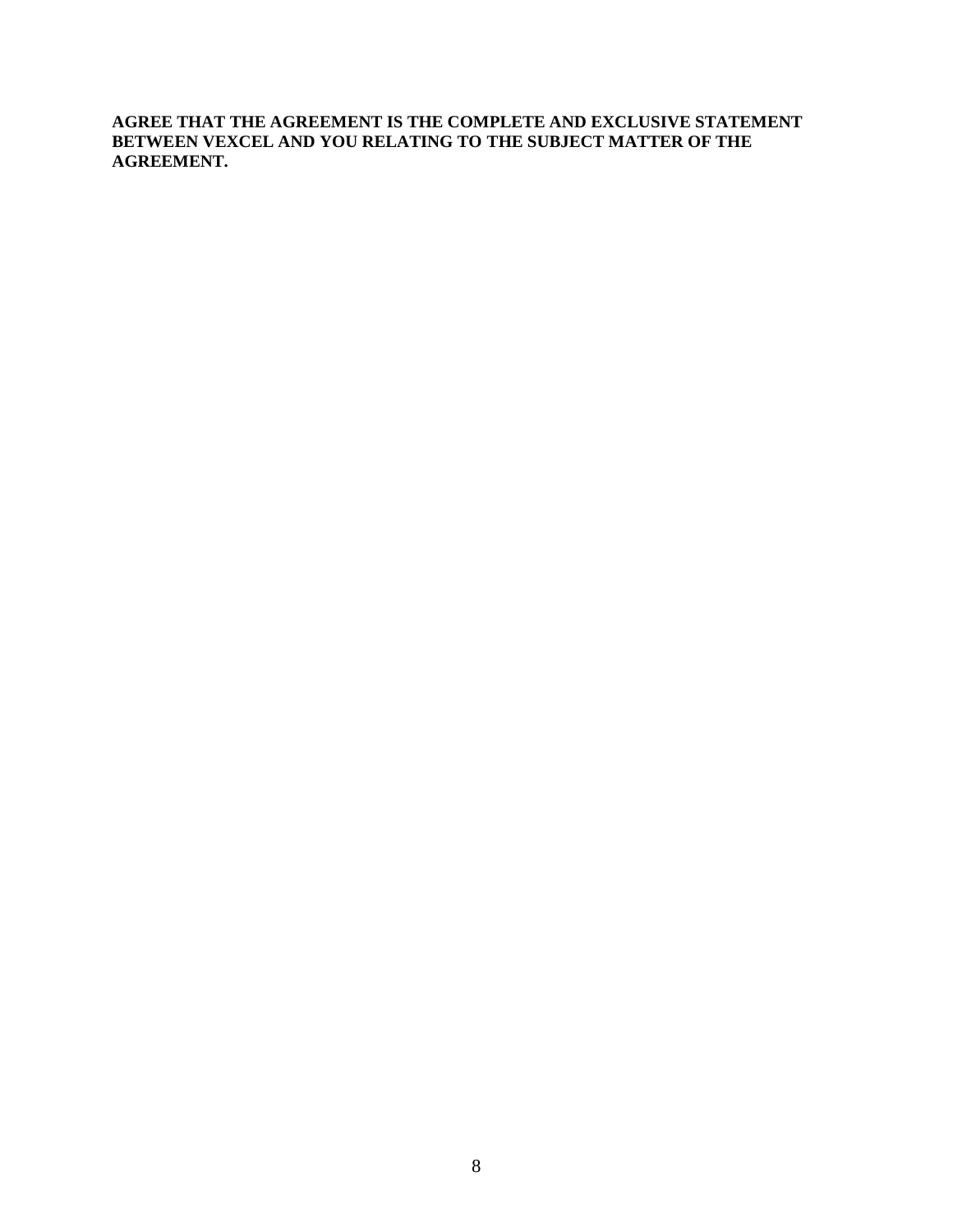**AGREE THAT THE AGREEMENT IS THE COMPLETE AND EXCLUSIVE STATEMENT BETWEEN VEXCEL AND YOU RELATING TO THE SUBJECT MATTER OF THE AGREEMENT.**